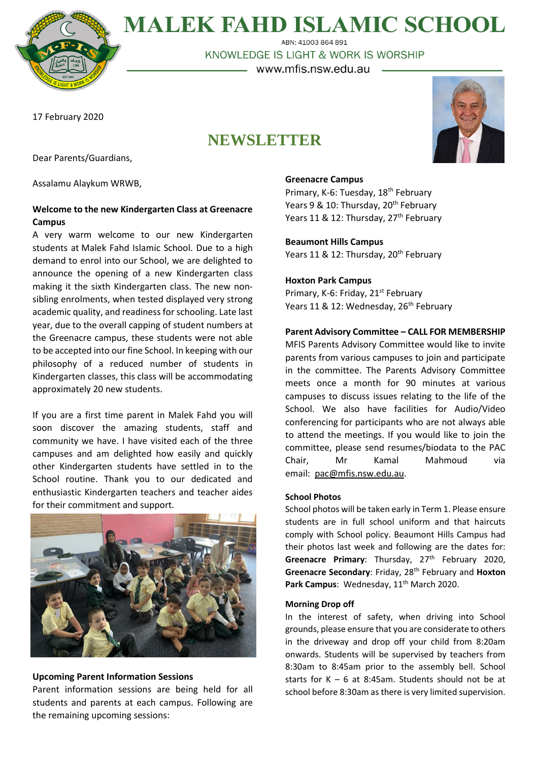# MALEK FAHD ISLAMIC SCHOOL

ABN: 41003 864 891

KNOWLEDGE IS LIGHT & WORK IS WORSHIP

www.mfis.nsw.edu.au

17 February 2020

## NEWSLETTER

Dear Parents/Guardians,

Assalamu Alaykum WRWB,

**Welcome to the new Kindergarten Class at Greenacre Campus**

A very warm welcome to our new Kindergarten students at Malek Fahd Islamic School. Due to a high demand to enrol into our School, we are delighted to announce the opening of a new Kindergarten class making it the sixth Kindergarten class. The new non-sibling enrolments, when tested displayed very strong academic quality, and readiness for schooling. Late last year, due to the overall capping of student numbers at the Greenacre campus, these students were not able to be accepted into our fine School. In keeping with our philosophy of a reduced number of students in Kindergarten classes, this class will be accommodating approximately 20 new students.

If you are a first time parent in Malek Fahd you will soon discover the amazing students, staff and community we have. I have visited each of the three campuses and am delighted how easily and quickly other Kindergarten students have settled in to the School routine. Thank you to our dedicated and enthusiastic Kindergarten teachers and teacher aides for their commitment and support.

**Upcoming Parent Information Sessions**

Parent information sessions are being held for all students and parents at each campus. Following are the remaining upcoming sessions:

**Greenacre Campus**
Primary, K-6: Tuesday, 18th February
Years 9 & 10: Thursday, 20th February
Years 11 & 12: Thursday, 27th February

**Beaumont Hills Campus**
Years 11 & 12: Thursday, 20th February

**Hoxton Park Campus**
Primary, K-6: Friday, 21st February
Years 11 & 12: Wednesday, 26th February

**Parent Advisory Committee – CALL FOR MEMBERSHIP**

MFIS Parents Advisory Committee would like to invite parents from various campuses to join and participate in the committee. The Parents Advisory Committee meets once a month for 90 minutes at various campuses to discuss issues relating to the life of the School. We also have facilities for Audio/Video conferencing for participants who are not always able to attend the meetings. If you would like to join the committee, please send resumes/biodata to the PAC Chair, Mr Kamal Mahmoud via email: pac@mfis.nsw.edu.au.

**School Photos**

School photos will be taken early in Term 1. Please ensure students are in full school uniform and that haircuts comply with School policy. Beaumont Hills Campus had their photos last week and following are the dates for: **Greenacre Primary**: Thursday, 27th February 2020, **Greenacre Secondary**: Friday, 28th February and **Hoxton Park Campus**: Wednesday, 11th March 2020.

**Morning Drop off**

In the interest of safety, when driving into School grounds, please ensure that you are considerate to others in the driveway and drop off your child from 8:20am onwards. Students will be supervised by teachers from 8:30am to 8:45am prior to the assembly bell. School starts for K – 6 at 8:45am. Students should not be at school before 8:30am as there is very limited supervision.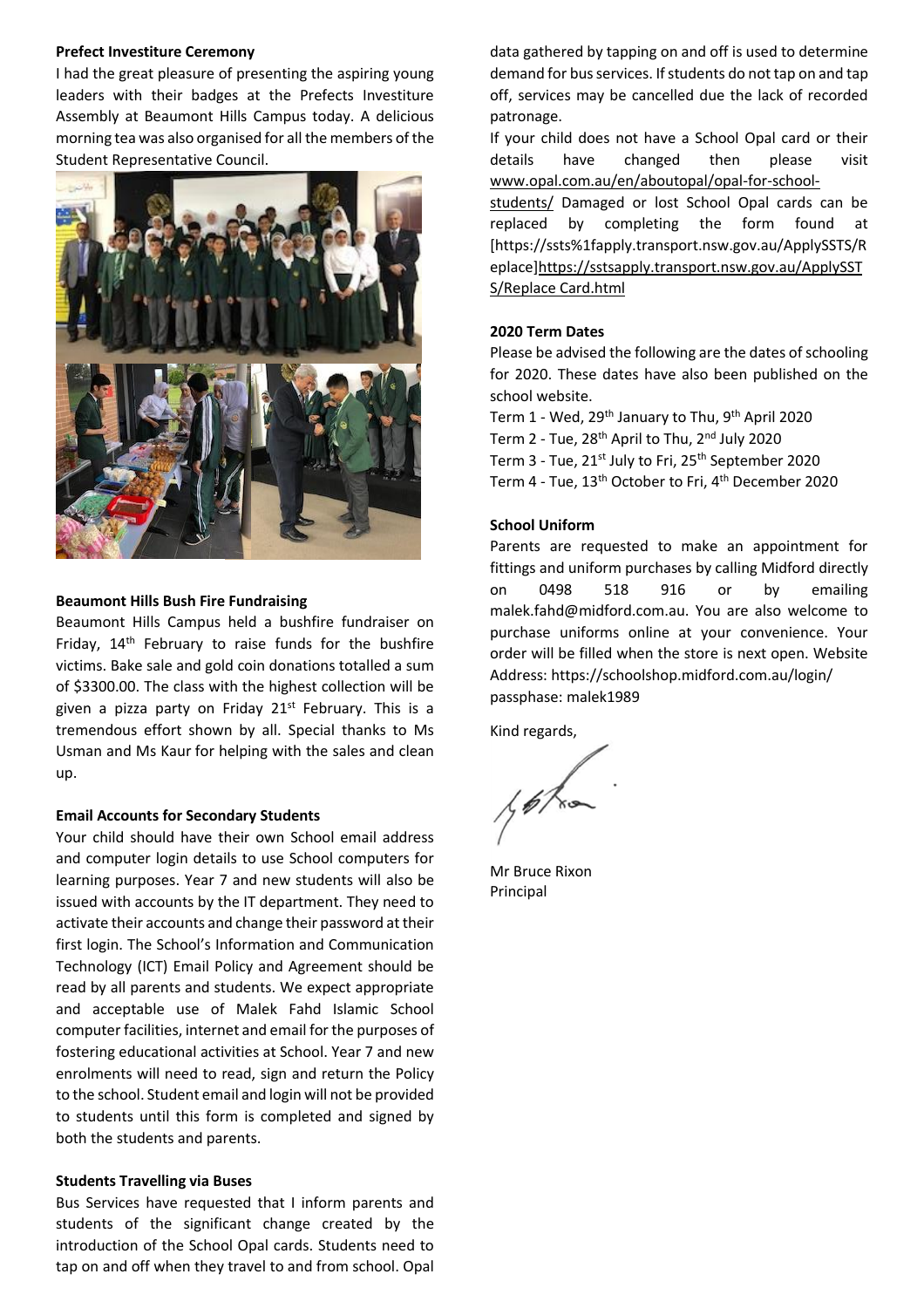### Prefect Investiture Ceremony

I had the great pleasure of presenting the aspiring young leaders with their badges at the Prefects Investiture Assembly at Beaumont Hills Campus today. A delicious morning tea was also organised for all the members of the Student Representative Council.

### Beaumont Hills Bush Fire Fundraising

Beaumont Hills Campus held a bushfire fundraiser on Friday, 14th February to raise funds for the bushfire victims. Bake sale and gold coin donations totalled a sum of $3300.00. The class with the highest collection will be given a pizza party on Friday 21st February. This is a tremendous effort shown by all. Special thanks to Ms Usman and Ms Kaur for helping with the sales and clean up.

### Email Accounts for Secondary Students

Your child should have their own School email address and computer login details to use School computers for learning purposes. Year 7 and new students will also be issued with accounts by the IT department. They need to activate their accounts and change their password at their first login. The School's Information and Communication Technology (ICT) Email Policy and Agreement should be read by all parents and students. We expect appropriate and acceptable use of Malek Fahd Islamic School computer facilities, internet and email for the purposes of fostering educational activities at School. Year 7 and new enrolments will need to read, sign and return the Policy to the school. Student email and login will not be provided to students until this form is completed and signed by both the students and parents.

### Students Travelling via Buses

Bus Services have requested that I inform parents and students of the significant change created by the introduction of the School Opal cards. Students need to tap on and off when they travel to and from school. Opal data gathered by tapping on and off is used to determine demand for bus services. If students do not tap on and tap off, services may be cancelled due the lack of recorded patronage.

If your child does not have a School Opal card or their details have changed then please visit www.opal.com.au/en/aboutopal/opal-for-school-students/ Damaged or lost School Opal cards can be replaced by completing the form found at [https://ssts%1fapply.transport.nsw.gov.au/ApplySSTS/Replace]https://sstsapply.transport.nsw.gov.au/ApplySSTS/Replace Card.html

### 2020 Term Dates

Please be advised the following are the dates of schooling for 2020. These dates have also been published on the school website.

Term 1 - Wed, 29th January to Thu, 9th April 2020
Term 2 - Tue, 28th April to Thu, 2nd July 2020
Term 3 - Tue, 21st July to Fri, 25th September 2020
Term 4 - Tue, 13th October to Fri, 4th December 2020

### School Uniform

Parents are requested to make an appointment for fittings and uniform purchases by calling Midford directly on 0498 518 916 or by emailing malek.fahd@midford.com.au. You are also welcome to purchase uniforms online at your convenience. Your order will be filled when the store is next open. Website Address: https://schoolshop.midford.com.au/login/ passphase: malek1989

Kind regards,

Mr Bruce Rixon
Principal